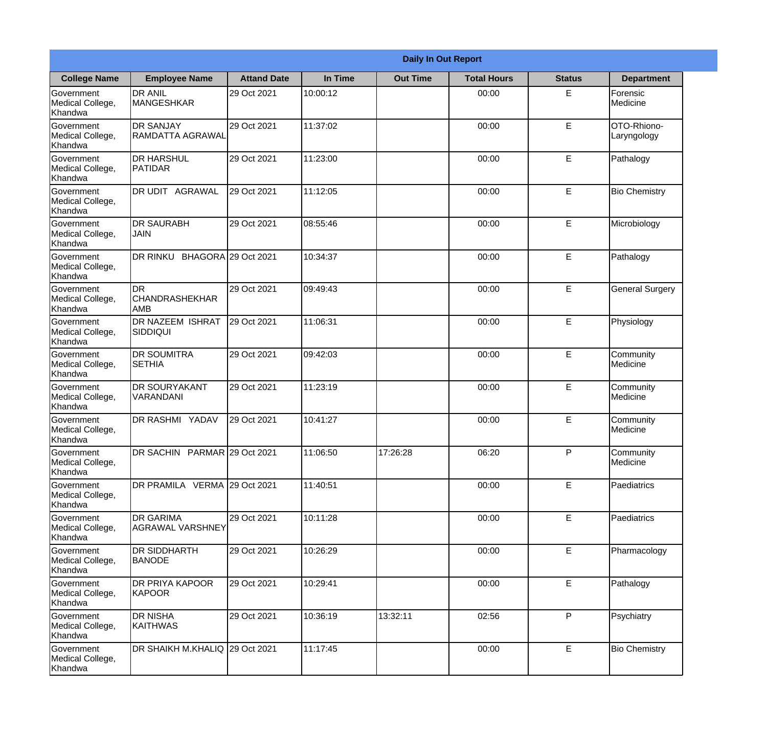| Daily In Out Report | | | | | | | |
|---|---|---|---|---|---|---|---|
| **College Name** | **Employee Name** | **Attand Date** | **In Time** | **Out Time** | **Total Hours** | **Status** | **Department** |
| Government Medical College, Khandwa | DR ANIL MANGESHKAR | 29 Oct 2021 | 10:00:12 | | 00:00 | E | Forensic Medicine |
| Government Medical College, Khandwa | DR SANJAY RAMDATTA AGRAWAL | 29 Oct 2021 | 11:37:02 | | 00:00 | E | OTO-Rhiono-Laryngology |
| Government Medical College, Khandwa | DR HARSHUL PATIDAR | 29 Oct 2021 | 11:23:00 | | 00:00 | E | Pathalogy |
| Government Medical College, Khandwa | DR UDIT AGRAWAL | 29 Oct 2021 | 11:12:05 | | 00:00 | E | Bio Chemistry |
| Government Medical College, Khandwa | DR SAURABH JAIN | 29 Oct 2021 | 08:55:46 | | 00:00 | E | Microbiology |
| Government Medical College, Khandwa | DR RINKU BHAGORA | 29 Oct 2021 | 10:34:37 | | 00:00 | E | Pathalogy |
| Government Medical College, Khandwa | DR CHANDRASHEKHAR AMB | 29 Oct 2021 | 09:49:43 | | 00:00 | E | General Surgery |
| Government Medical College, Khandwa | DR NAZEEM ISHRAT SIDDIQUI | 29 Oct 2021 | 11:06:31 | | 00:00 | E | Physiology |
| Government Medical College, Khandwa | DR SOUMITRA SETHIA | 29 Oct 2021 | 09:42:03 | | 00:00 | E | Community Medicine |
| Government Medical College, Khandwa | DR SOURYAKANT VARANDANI | 29 Oct 2021 | 11:23:19 | | 00:00 | E | Community Medicine |
| Government Medical College, Khandwa | DR RASHMI YADAV | 29 Oct 2021 | 10:41:27 | | 00:00 | E | Community Medicine |
| Government Medical College, Khandwa | DR SACHIN PARMAR | 29 Oct 2021 | 11:06:50 | 17:26:28 | 06:20 | P | Community Medicine |
| Government Medical College, Khandwa | DR PRAMILA VERMA | 29 Oct 2021 | 11:40:51 | | 00:00 | E | Paediatrics |
| Government Medical College, Khandwa | DR GARIMA AGRAWAL VARSHNEY | 29 Oct 2021 | 10:11:28 | | 00:00 | E | Paediatrics |
| Government Medical College, Khandwa | DR SIDDHARTH BANODE | 29 Oct 2021 | 10:26:29 | | 00:00 | E | Pharmacology |
| Government Medical College, Khandwa | DR PRIYA KAPOOR KAPOOR | 29 Oct 2021 | 10:29:41 | | 00:00 | E | Pathalogy |
| Government Medical College, Khandwa | DR NISHA KAITHWAS | 29 Oct 2021 | 10:36:19 | 13:32:11 | 02:56 | P | Psychiatry |
| Government Medical College, Khandwa | DR SHAIKH M.KHALIQ | 29 Oct 2021 | 11:17:45 | | 00:00 | E | Bio Chemistry |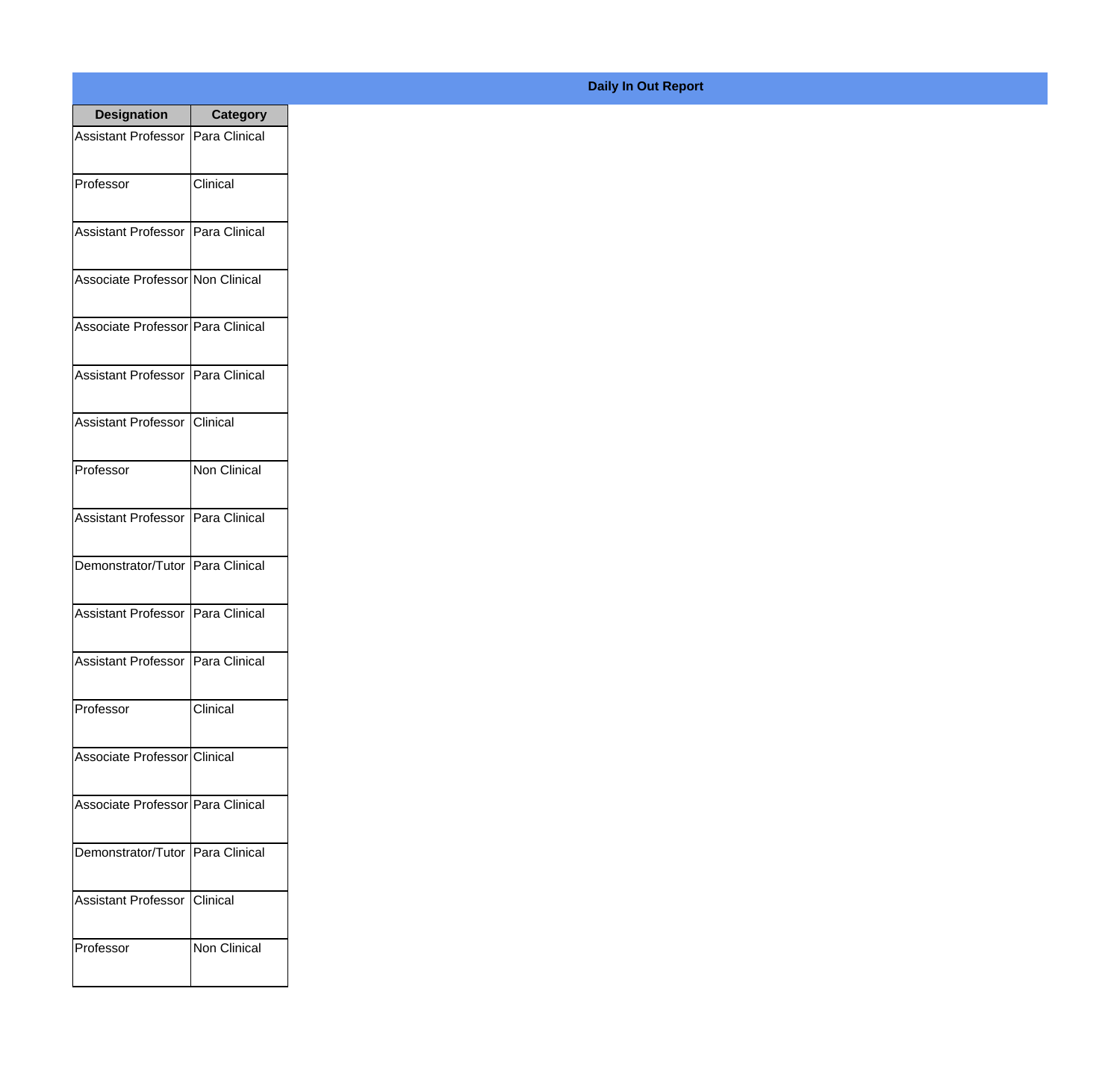**Daily In Out Report**

| Designation | Category |
|---|---|
| Assistant Professor | Para Clinical |
| Professor | Clinical |
| Assistant Professor | Para Clinical |
| Associate Professor | Non Clinical |
| Associate Professor | Para Clinical |
| Assistant Professor | Para Clinical |
| Assistant Professor | Clinical |
| Professor | Non Clinical |
| Assistant Professor | Para Clinical |
| Demonstrator/Tutor | Para Clinical |
| Assistant Professor | Para Clinical |
| Assistant Professor | Para Clinical |
| Professor | Clinical |
| Associate Professor | Clinical |
| Associate Professor | Para Clinical |
| Demonstrator/Tutor | Para Clinical |
| Assistant Professor | Clinical |
| Professor | Non Clinical |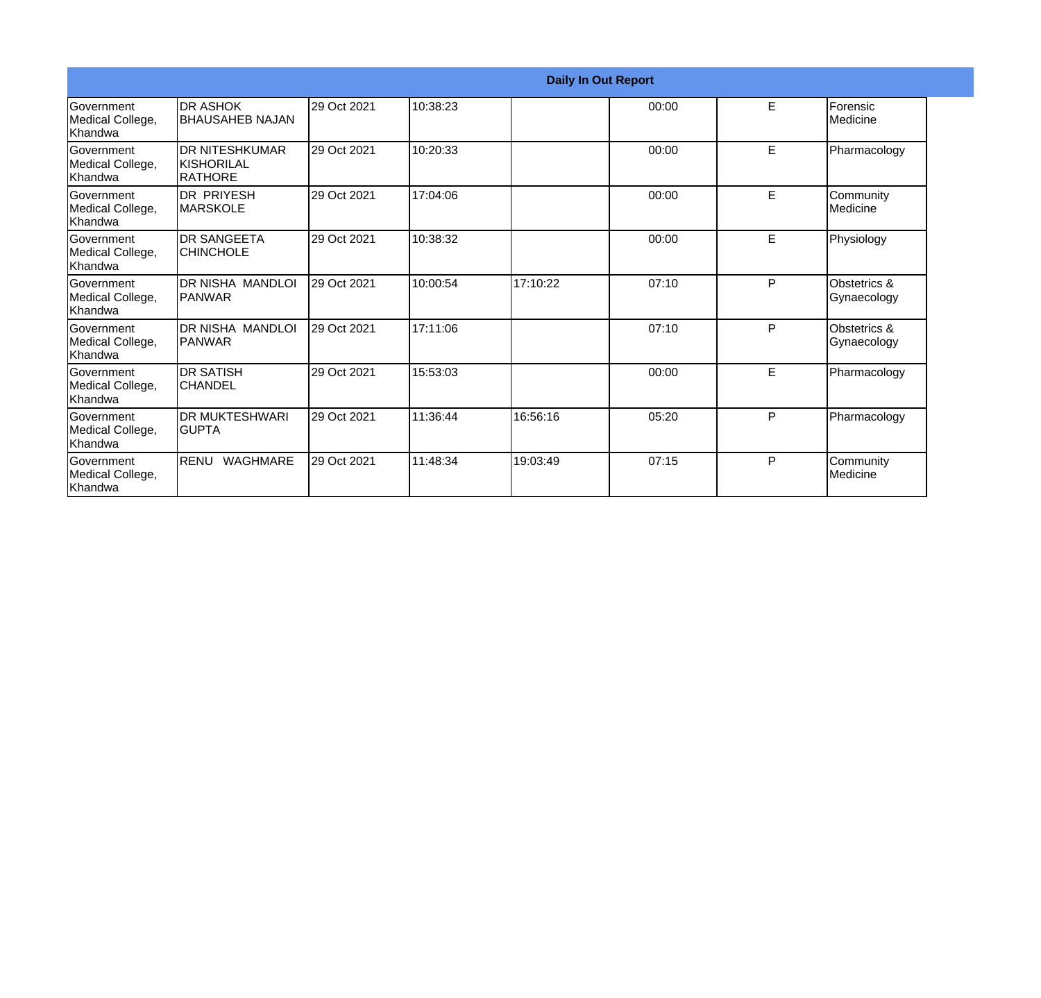| Daily In Out Report | | | | | | | |
|---|---|---|---|---|---|---|---|
| Government Medical College, Khandwa | DR ASHOK BHAUSAHEB NAJAN | 29 Oct 2021 | 10:38:23 | | 00:00 | E | Forensic Medicine |
| Government Medical College, Khandwa | DR NITESHKUMAR KISHORILAL RATHORE | 29 Oct 2021 | 10:20:33 | | 00:00 | E | Pharmacology |
| Government Medical College, Khandwa | DR PRIYESH MARSKOLE | 29 Oct 2021 | 17:04:06 | | 00:00 | E | Community Medicine |
| Government Medical College, Khandwa | DR SANGEETA CHINCHOLE | 29 Oct 2021 | 10:38:32 | | 00:00 | E | Physiology |
| Government Medical College, Khandwa | DR NISHA MANDLOI PANWAR | 29 Oct 2021 | 10:00:54 | 17:10:22 | 07:10 | P | Obstetrics & Gynaecology |
| Government Medical College, Khandwa | DR NISHA MANDLOI PANWAR | 29 Oct 2021 | 17:11:06 | | 07:10 | P | Obstetrics & Gynaecology |
| Government Medical College, Khandwa | DR SATISH CHANDEL | 29 Oct 2021 | 15:53:03 | | 00:00 | E | Pharmacology |
| Government Medical College, Khandwa | DR MUKTESHWARI GUPTA | 29 Oct 2021 | 11:36:44 | 16:56:16 | 05:20 | P | Pharmacology |
| Government Medical College, Khandwa | RENU WAGHMARE | 29 Oct 2021 | 11:48:34 | 19:03:49 | 07:15 | P | Community Medicine |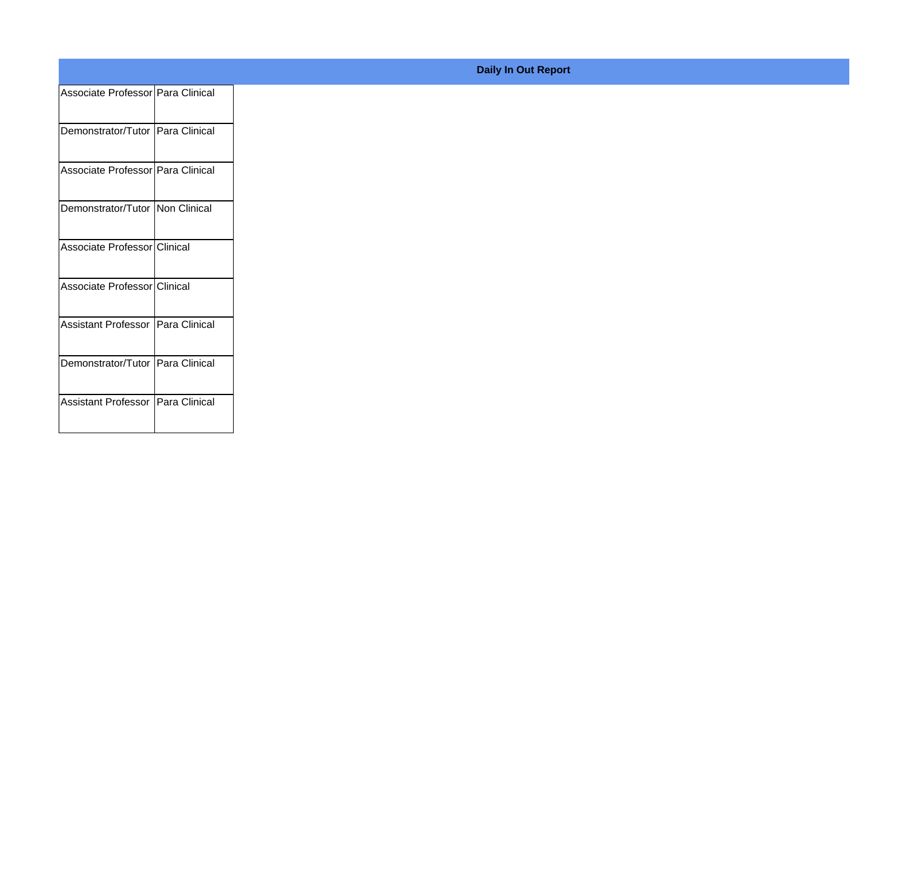**Daily In Out Report**

| | |
|---|---|
| Associate Professor | Para Clinical |
| Demonstrator/Tutor | Para Clinical |
| Associate Professor | Para Clinical |
| Demonstrator/Tutor | Non Clinical |
| Associate Professor | Clinical |
| Associate Professor | Clinical |
| Assistant Professor | Para Clinical |
| Demonstrator/Tutor | Para Clinical |
| Assistant Professor | Para Clinical |